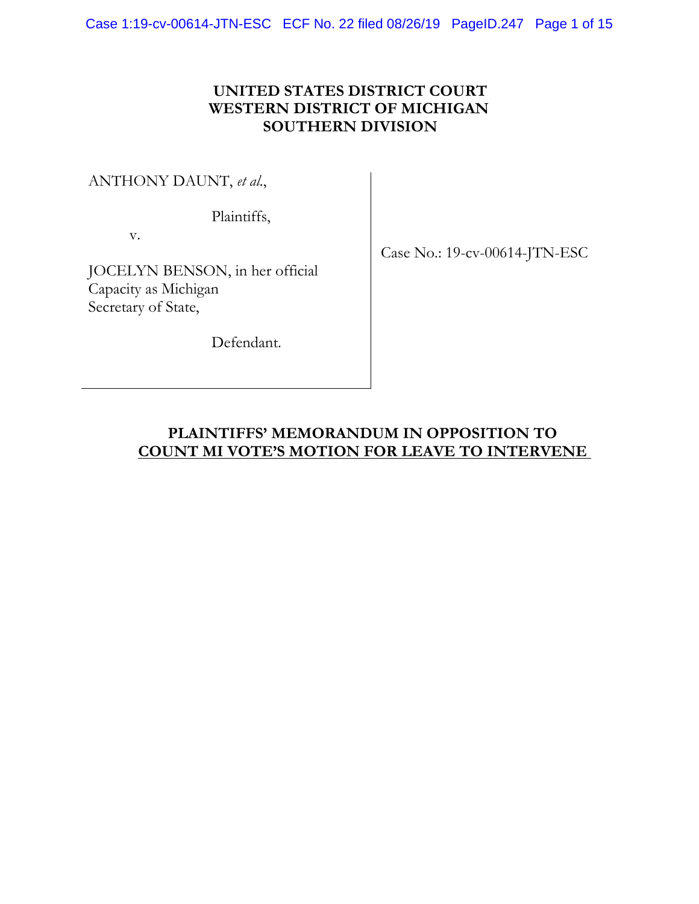**UNITED STATES DISTRICT COURT**
**WESTERN DISTRICT OF MICHIGAN**
**SOUTHERN DIVISION**

| | |
|---|---|
| ANTHONY DAUNT, *et al.*,<br><br>Plaintiffs,<br><br>v.<br><br>JOCELYN BENSON, in her official Capacity as Michigan Secretary of State,<br><br>Defendant. | Case No.: 19-cv-00614-JTN-ESC |

**PLAINTIFFS' MEMORANDUM IN OPPOSITION TO COUNT MI VOTE'S MOTION FOR LEAVE TO INTERVENE**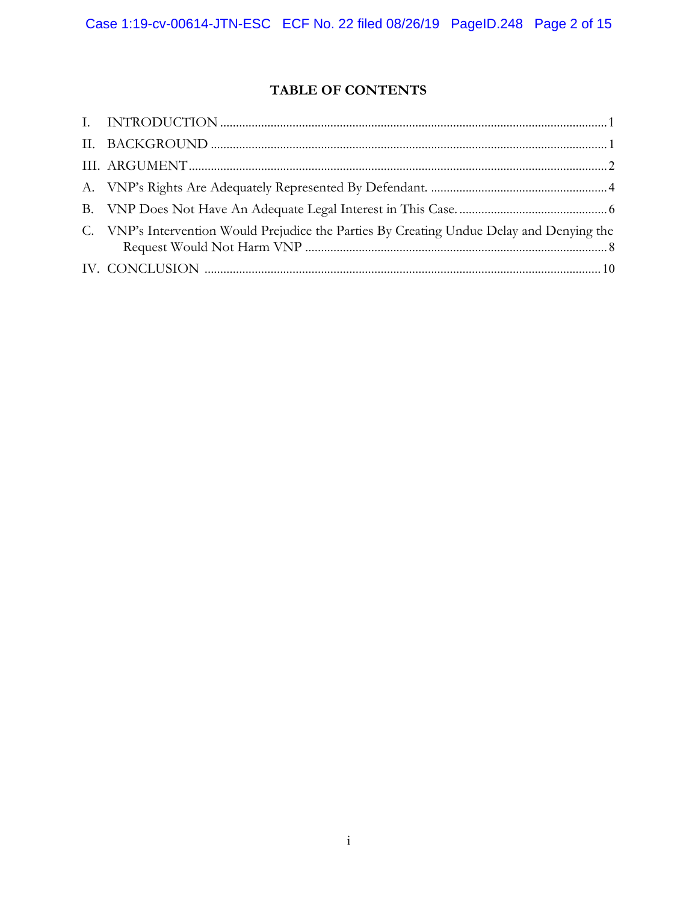**TABLE OF CONTENTS**

I. INTRODUCTION .......... 1

II. BACKGROUND .......... 1

III. ARGUMENT .......... 2

A. VNP's Rights Are Adequately Represented By Defendant. .......... 4

B. VNP Does Not Have An Adequate Legal Interest in This Case. .......... 6

C. VNP's Intervention Would Prejudice the Parties By Creating Undue Delay and Denying the Request Would Not Harm VNP .......... 8

IV. CONCLUSION .......... 10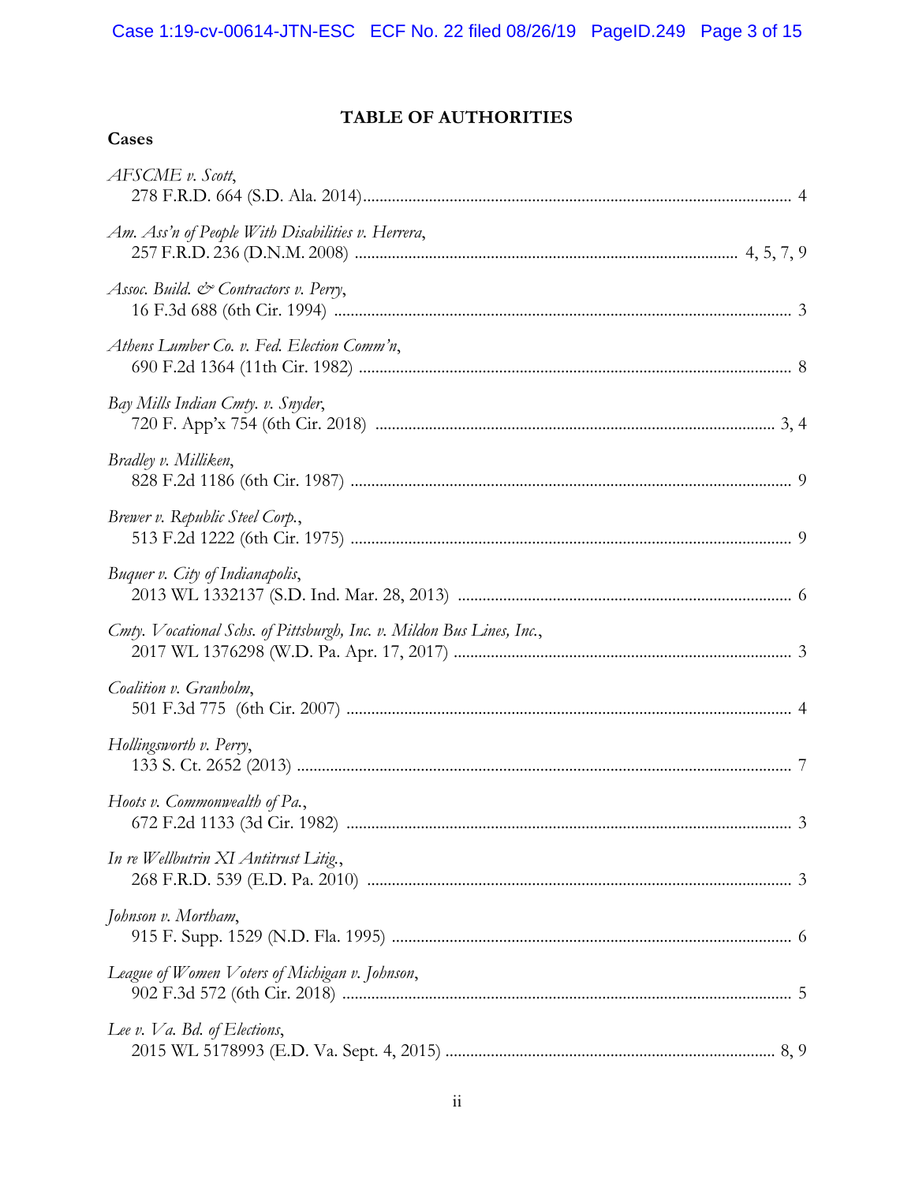# TABLE OF AUTHORITIES

## Cases

*AFSCME v. Scott*,
278 F.R.D. 664 (S.D. Ala. 2014) ........................................................................................ 4

*Am. Ass'n of People With Disabilities v. Herrera*,
257 F.R.D. 236 (D.N.M. 2008) ........................................................................... 4, 5, 7, 9

*Assoc. Build. & Contractors v. Perry*,
16 F.3d 688 (6th Cir. 1994) ............................................................................................. 3

*Athens Lumber Co. v. Fed. Election Comm'n*,
690 F.2d 1364 (11th Cir. 1982) ....................................................................................... 8

*Bay Mills Indian Cmty. v. Snyder*,
720 F. App'x 754 (6th Cir. 2018) ................................................................................ 3, 4

*Bradley v. Milliken*,
828 F.2d 1186 (6th Cir. 1987) ......................................................................................... 9

*Brewer v. Republic Steel Corp.*,
513 F.2d 1222 (6th Cir. 1975) ......................................................................................... 9

*Buquer v. City of Indianapolis*,
2013 WL 1332137 (S.D. Ind. Mar. 28, 2013) ................................................................ 6

*Cmty. Vocational Schs. of Pittsburgh, Inc. v. Mildon Bus Lines, Inc.*,
2017 WL 1376298 (W.D. Pa. Apr. 17, 2017) ................................................................ 3

*Coalition v. Granholm*,
501 F.3d 775 (6th Cir. 2007) .......................................................................................... 4

*Hollingsworth v. Perry*,
133 S. Ct. 2652 (2013) ...................................................................................................... 7

*Hoots v. Commonwealth of Pa.*,
672 F.2d 1133 (3d Cir. 1982) .......................................................................................... 3

*In re Wellbutrin XI Antitrust Litig.*,
268 F.R.D. 539 (E.D. Pa. 2010) ..................................................................................... 3

*Johnson v. Mortham*,
915 F. Supp. 1529 (N.D. Fla. 1995) ............................................................................... 6

*League of Women Voters of Michigan v. Johnson*,
902 F.3d 572 (6th Cir. 2018) .......................................................................................... 5

*Lee v. Va. Bd. of Elections*,
2015 WL 5178993 (E.D. Va. Sept. 4, 2015) .............................................................. 8, 9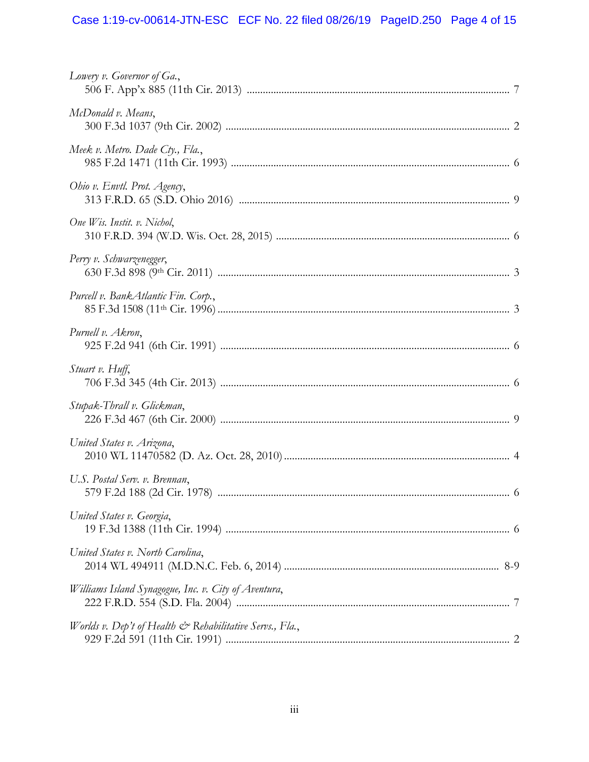*Lowery v. Governor of Ga.*,
506 F. App'x 885 (11th Cir. 2013) .......... 7

*McDonald v. Means*,
300 F.3d 1037 (9th Cir. 2002) .......... 2

*Meek v. Metro. Dade Cty., Fla.*,
985 F.2d 1471 (11th Cir. 1993) .......... 6

*Ohio v. Envtl. Prot. Agency*,
313 F.R.D. 65 (S.D. Ohio 2016) .......... 9

*One Wis. Instit. v. Nichol*,
310 F.R.D. 394 (W.D. Wis. Oct. 28, 2015) .......... 6

*Perry v. Schwarzenegger*,
630 F.3d 898 (9th Cir. 2011) .......... 3

*Purcell v. BankAtlantic Fin. Corp.*,
85 F.3d 1508 (11th Cir. 1996) .......... 3

*Purnell v. Akron*,
925 F.2d 941 (6th Cir. 1991) .......... 6

*Stuart v. Huff*,
706 F.3d 345 (4th Cir. 2013) .......... 6

*Stupak-Thrall v. Glickman*,
226 F.3d 467 (6th Cir. 2000) .......... 9

*United States v. Arizona*,
2010 WL 11470582 (D. Az. Oct. 28, 2010) .......... 4

*U.S. Postal Serv. v. Brennan*,
579 F.2d 188 (2d Cir. 1978) .......... 6

*United States v. Georgia*,
19 F.3d 1388 (11th Cir. 1994) .......... 6

*United States v. North Carolina*,
2014 WL 494911 (M.D.N.C. Feb. 6, 2014) .......... 8-9

*Williams Island Synagogue, Inc. v. City of Aventura*,
222 F.R.D. 554 (S.D. Fla. 2004) .......... 7

*Worlds v. Dep't of Health & Rehabilitative Servs., Fla.*,
929 F.2d 591 (11th Cir. 1991) .......... 2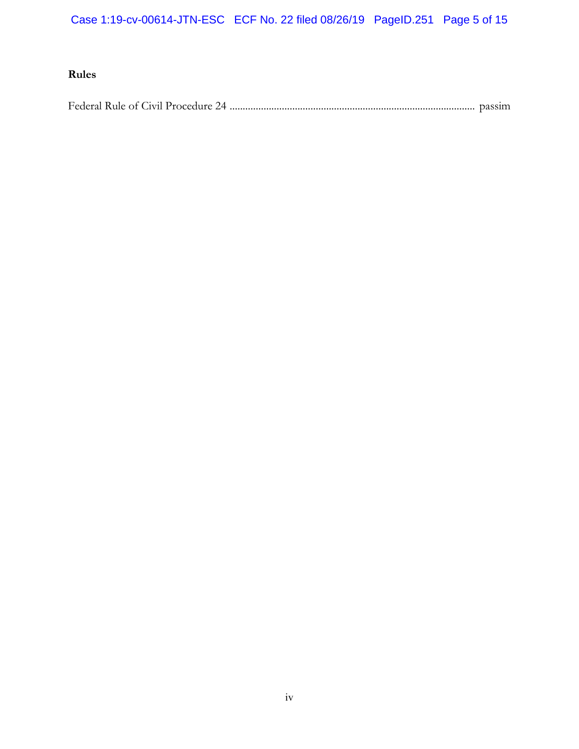**Rules**

Federal Rule of Civil Procedure 24 ............................................................................................ passim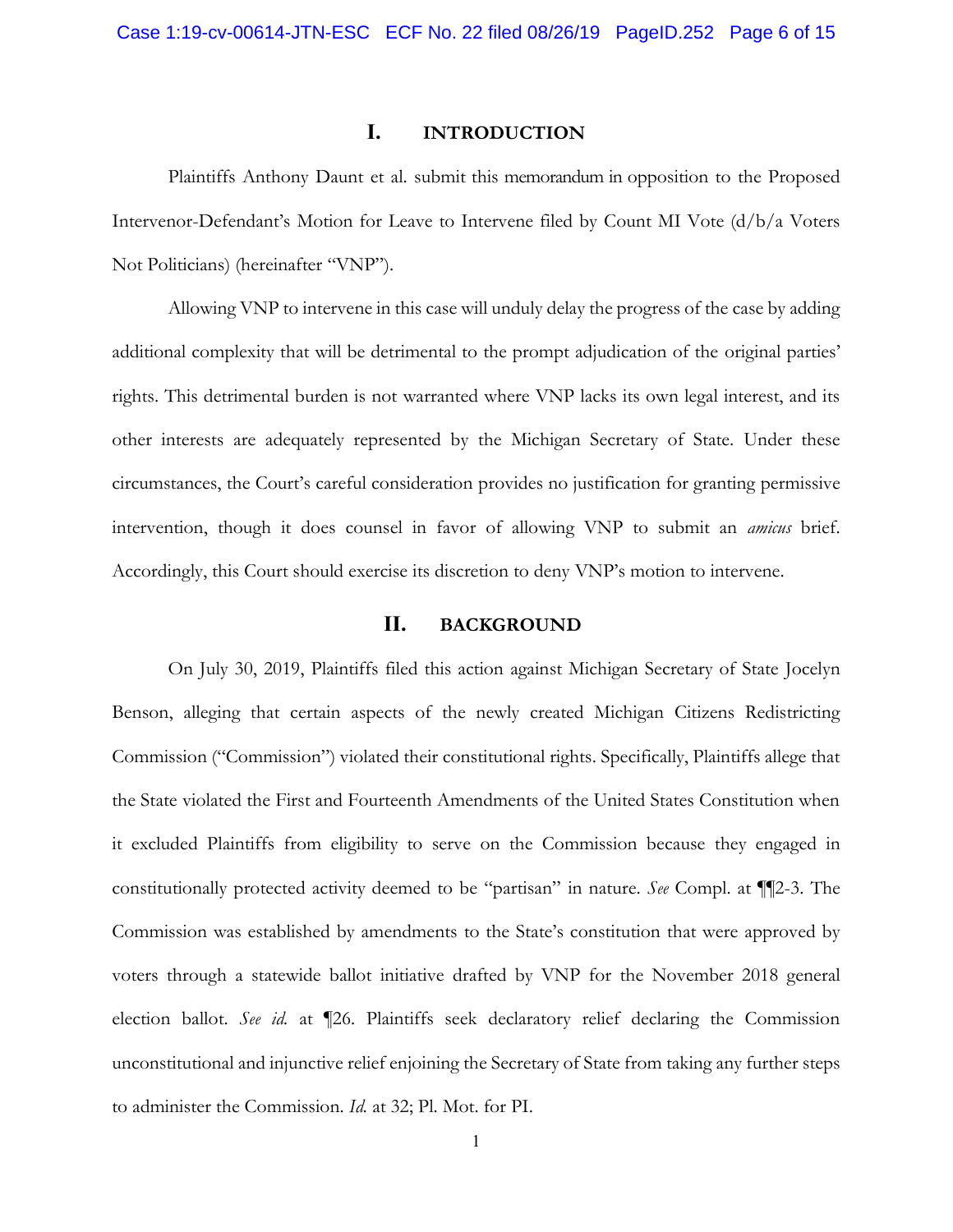## I. INTRODUCTION

Plaintiffs Anthony Daunt et al. submit this memorandum in opposition to the Proposed Intervenor-Defendant's Motion for Leave to Intervene filed by Count MI Vote (d/b/a Voters Not Politicians) (hereinafter "VNP").

Allowing VNP to intervene in this case will unduly delay the progress of the case by adding additional complexity that will be detrimental to the prompt adjudication of the original parties' rights. This detrimental burden is not warranted where VNP lacks its own legal interest, and its other interests are adequately represented by the Michigan Secretary of State. Under these circumstances, the Court's careful consideration provides no justification for granting permissive intervention, though it does counsel in favor of allowing VNP to submit an *amicus* brief. Accordingly, this Court should exercise its discretion to deny VNP's motion to intervene.

## II. BACKGROUND

On July 30, 2019, Plaintiffs filed this action against Michigan Secretary of State Jocelyn Benson, alleging that certain aspects of the newly created Michigan Citizens Redistricting Commission ("Commission") violated their constitutional rights. Specifically, Plaintiffs allege that the State violated the First and Fourteenth Amendments of the United States Constitution when it excluded Plaintiffs from eligibility to serve on the Commission because they engaged in constitutionally protected activity deemed to be "partisan" in nature. *See* Compl. at ¶¶2-3. The Commission was established by amendments to the State's constitution that were approved by voters through a statewide ballot initiative drafted by VNP for the November 2018 general election ballot. *See id.* at ¶26. Plaintiffs seek declaratory relief declaring the Commission unconstitutional and injunctive relief enjoining the Secretary of State from taking any further steps to administer the Commission. *Id.* at 32; Pl. Mot. for PI.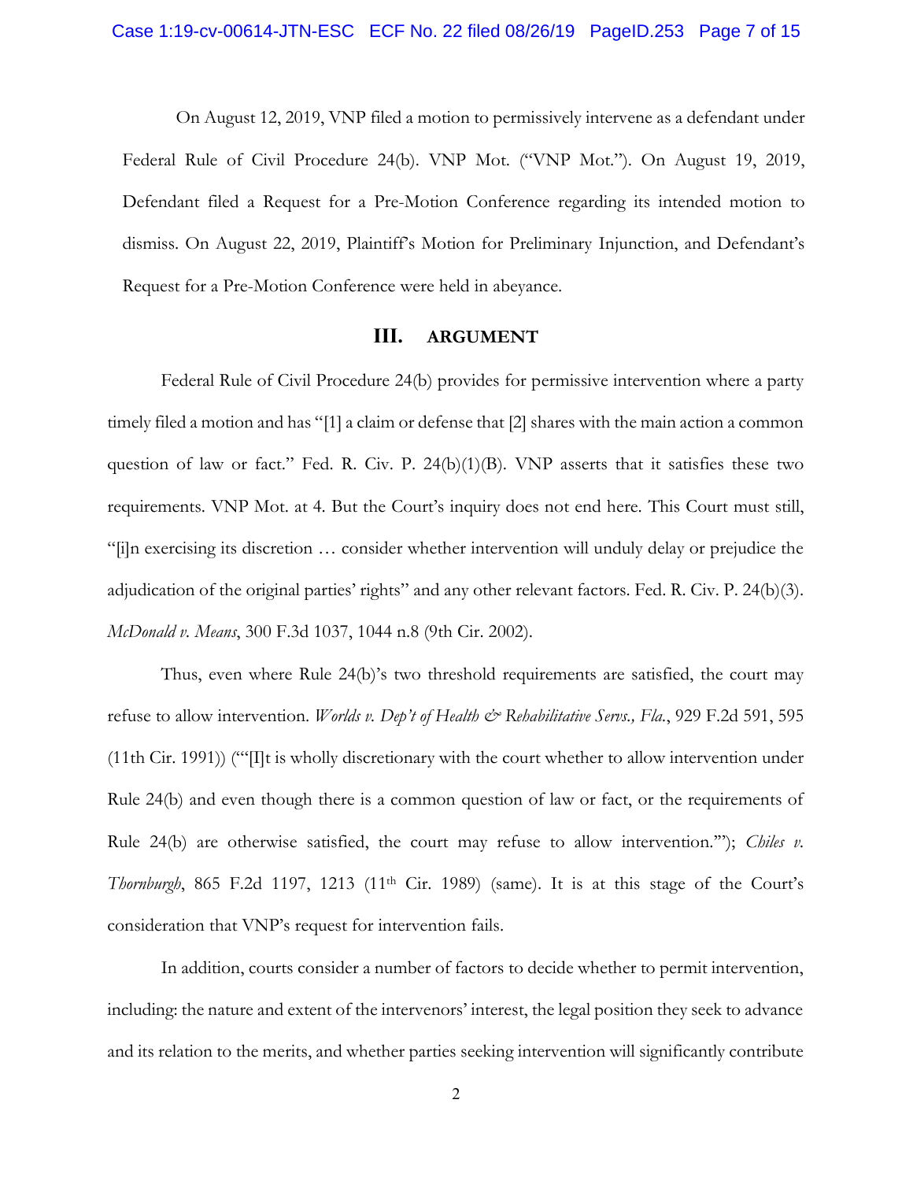On August 12, 2019, VNP filed a motion to permissively intervene as a defendant under Federal Rule of Civil Procedure 24(b). VNP Mot. ("VNP Mot."). On August 19, 2019, Defendant filed a Request for a Pre-Motion Conference regarding its intended motion to dismiss. On August 22, 2019, Plaintiff's Motion for Preliminary Injunction, and Defendant's Request for a Pre-Motion Conference were held in abeyance.

## III. ARGUMENT

Federal Rule of Civil Procedure 24(b) provides for permissive intervention where a party timely filed a motion and has "[1] a claim or defense that [2] shares with the main action a common question of law or fact." Fed. R. Civ. P. 24(b)(1)(B). VNP asserts that it satisfies these two requirements. VNP Mot. at 4. But the Court's inquiry does not end here. This Court must still, "[i]n exercising its discretion … consider whether intervention will unduly delay or prejudice the adjudication of the original parties' rights" and any other relevant factors. Fed. R. Civ. P. 24(b)(3). *McDonald v. Means*, 300 F.3d 1037, 1044 n.8 (9th Cir. 2002).

Thus, even where Rule 24(b)'s two threshold requirements are satisfied, the court may refuse to allow intervention. *Worlds v. Dep't of Health & Rehabilitative Servs., Fla.*, 929 F.2d 591, 595 (11th Cir. 1991)) ("'[I]t is wholly discretionary with the court whether to allow intervention under Rule 24(b) and even though there is a common question of law or fact, or the requirements of Rule 24(b) are otherwise satisfied, the court may refuse to allow intervention.'"); *Chiles v. Thornburgh*, 865 F.2d 1197, 1213 (11th Cir. 1989) (same). It is at this stage of the Court's consideration that VNP's request for intervention fails.

In addition, courts consider a number of factors to decide whether to permit intervention, including: the nature and extent of the intervenors' interest, the legal position they seek to advance and its relation to the merits, and whether parties seeking intervention will significantly contribute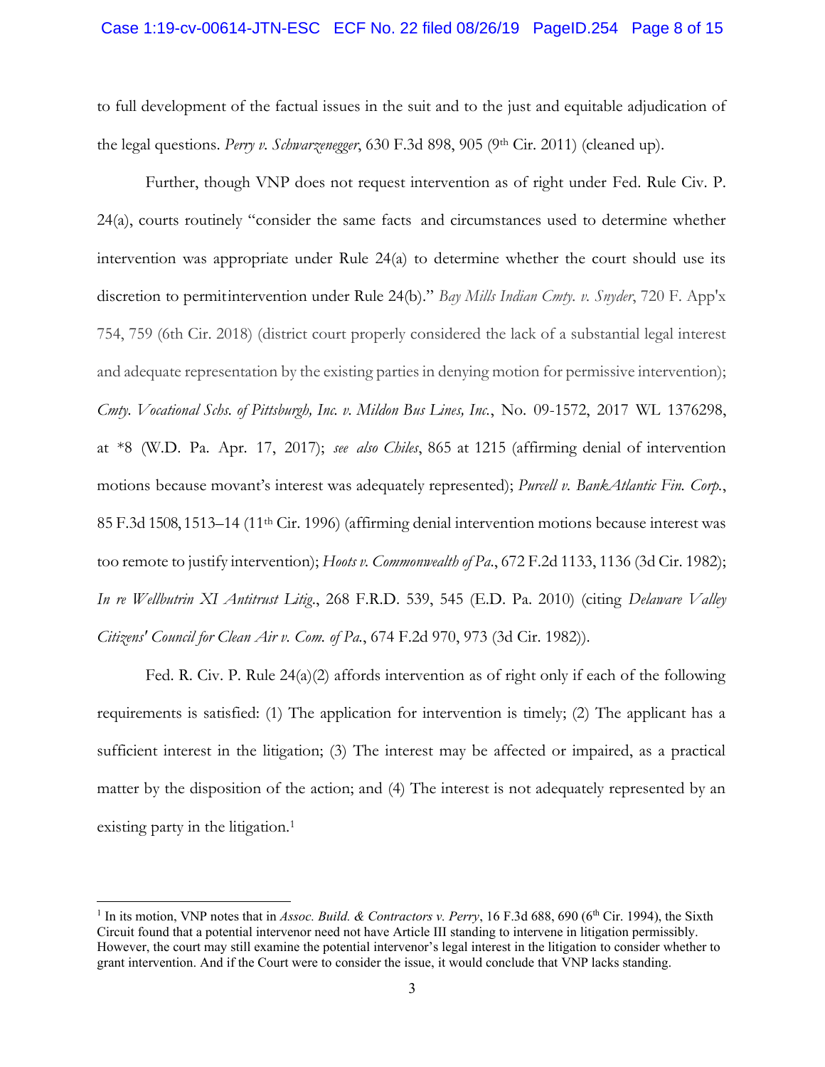to full development of the factual issues in the suit and to the just and equitable adjudication of the legal questions. *Perry v. Schwarzenegger*, 630 F.3d 898, 905 (9th Cir. 2011) (cleaned up).

Further, though VNP does not request intervention as of right under Fed. Rule Civ. P. 24(a), courts routinely "consider the same facts and circumstances used to determine whether intervention was appropriate under Rule 24(a) to determine whether the court should use its discretion to permit intervention under Rule 24(b)." *Bay Mills Indian Cmty. v. Snyder*, 720 F. App'x 754, 759 (6th Cir. 2018) (district court properly considered the lack of a substantial legal interest and adequate representation by the existing parties in denying motion for permissive intervention); *Cmty. Vocational Schs. of Pittsburgh, Inc. v. Mildon Bus Lines, Inc.*, No. 09-1572, 2017 WL 1376298, at *8 (W.D. Pa. Apr. 17, 2017); *see also Chiles*, 865 at 1215 (affirming denial of intervention motions because movant's interest was adequately represented); *Purcell v. BankAtlantic Fin. Corp.*, 85 F.3d 1508, 1513–14 (11th Cir. 1996) (affirming denial intervention motions because interest was too remote to justify intervention); *Hoots v. Commonwealth of Pa.*, 672 F.2d 1133, 1136 (3d Cir. 1982); *In re Wellbutrin XI Antitrust Litig.*, 268 F.R.D. 539, 545 (E.D. Pa. 2010) (citing *Delaware Valley Citizens' Council for Clean Air v. Com. of Pa.*, 674 F.2d 970, 973 (3d Cir. 1982)).

Fed. R. Civ. P. Rule 24(a)(2) affords intervention as of right only if each of the following requirements is satisfied: (1) The application for intervention is timely; (2) The applicant has a sufficient interest in the litigation; (3) The interest may be affected or impaired, as a practical matter by the disposition of the action; and (4) The interest is not adequately represented by an existing party in the litigation.[1]

---

[1] In its motion, VNP notes that in *Assoc. Build. & Contractors v. Perry*, 16 F.3d 688, 690 (6th Cir. 1994), the Sixth Circuit found that a potential intervenor need not have Article III standing to intervene in litigation permissibly. However, the court may still examine the potential intervenor's legal interest in the litigation to consider whether to grant intervention. And if the Court were to consider the issue, it would conclude that VNP lacks standing.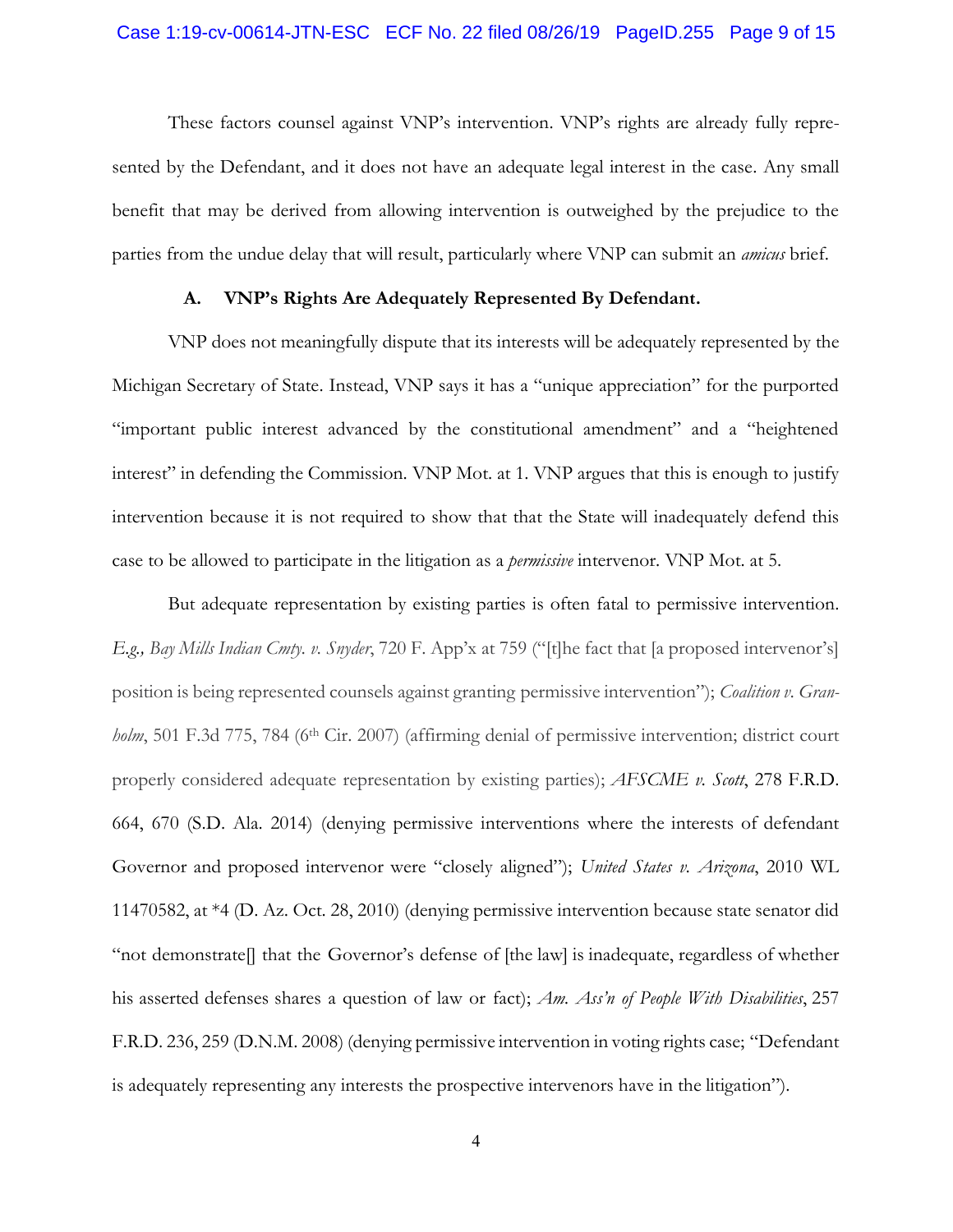These factors counsel against VNP's intervention. VNP's rights are already fully represented by the Defendant, and it does not have an adequate legal interest in the case. Any small benefit that may be derived from allowing intervention is outweighed by the prejudice to the parties from the undue delay that will result, particularly where VNP can submit an *amicus* brief.

### A. VNP's Rights Are Adequately Represented By Defendant.

VNP does not meaningfully dispute that its interests will be adequately represented by the Michigan Secretary of State. Instead, VNP says it has a "unique appreciation" for the purported "important public interest advanced by the constitutional amendment" and a "heightened interest" in defending the Commission. VNP Mot. at 1. VNP argues that this is enough to justify intervention because it is not required to show that that the State will inadequately defend this case to be allowed to participate in the litigation as a *permissive* intervenor. VNP Mot. at 5.

But adequate representation by existing parties is often fatal to permissive intervention. *E.g., Bay Mills Indian Cmty. v. Snyder*, 720 F. App'x at 759 ("[t]he fact that [a proposed intervenor's] position is being represented counsels against granting permissive intervention"); *Coalition v. Granholm*, 501 F.3d 775, 784 (6th Cir. 2007) (affirming denial of permissive intervention; district court properly considered adequate representation by existing parties); *AFSCME v. Scott*, 278 F.R.D. 664, 670 (S.D. Ala. 2014) (denying permissive interventions where the interests of defendant Governor and proposed intervenor were "closely aligned"); *United States v. Arizona*, 2010 WL 11470582, at *4 (D. Az. Oct. 28, 2010) (denying permissive intervention because state senator did "not demonstrate[] that the Governor's defense of [the law] is inadequate, regardless of whether his asserted defenses shares a question of law or fact); *Am. Ass'n of People With Disabilities*, 257 F.R.D. 236, 259 (D.N.M. 2008) (denying permissive intervention in voting rights case; "Defendant is adequately representing any interests the prospective intervenors have in the litigation").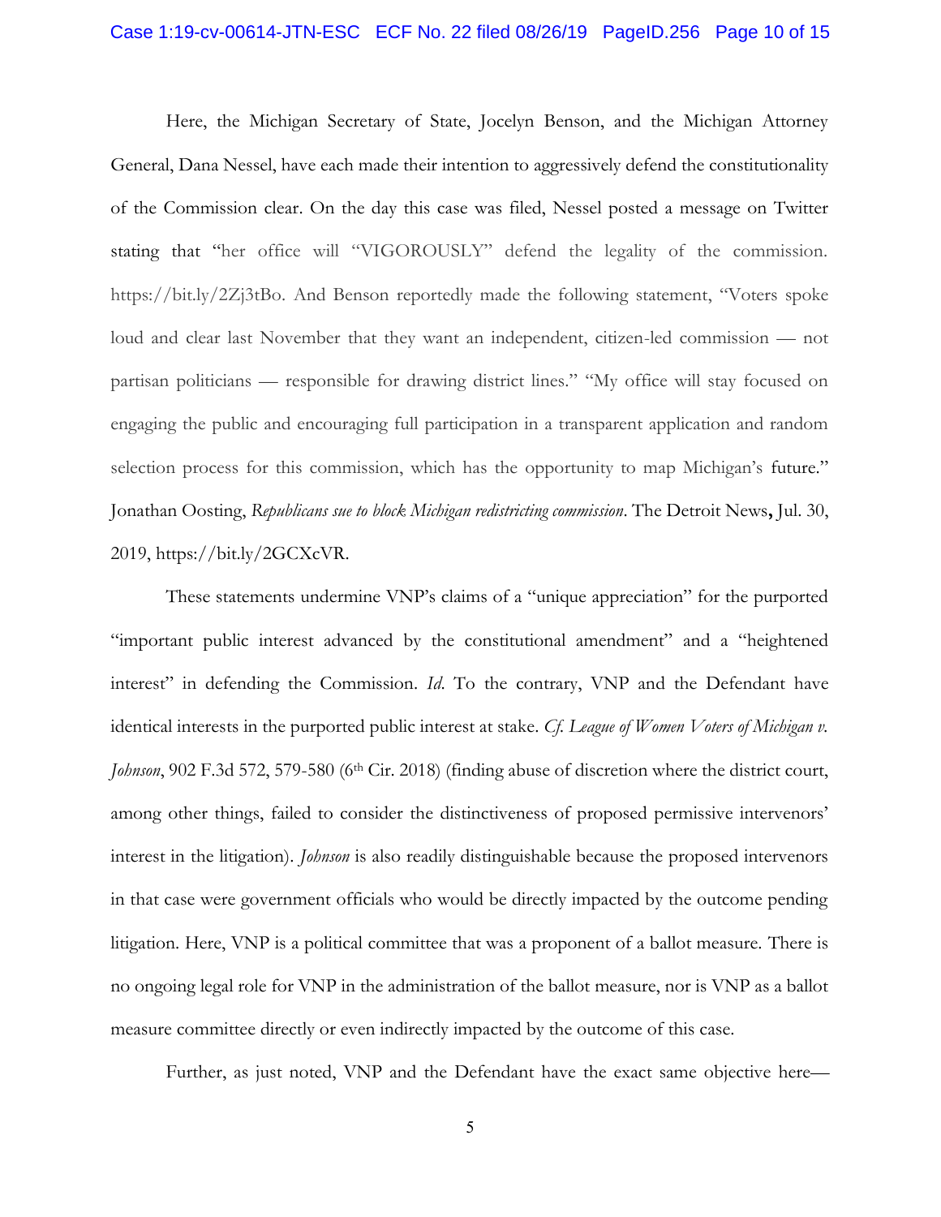Here, the Michigan Secretary of State, Jocelyn Benson, and the Michigan Attorney General, Dana Nessel, have each made their intention to aggressively defend the constitutionality of the Commission clear. On the day this case was filed, Nessel posted a message on Twitter stating that "her office will "VIGOROUSLY" defend the legality of the commission. https://bit.ly/2Zj3tBo. And Benson reportedly made the following statement, "Voters spoke loud and clear last November that they want an independent, citizen-led commission — not partisan politicians — responsible for drawing district lines." "My office will stay focused on engaging the public and encouraging full participation in a transparent application and random selection process for this commission, which has the opportunity to map Michigan's future." Jonathan Oosting, *Republicans sue to block Michigan redistricting commission*. The Detroit News**,** Jul. 30, 2019, https://bit.ly/2GCXcVR.

These statements undermine VNP's claims of a "unique appreciation" for the purported "important public interest advanced by the constitutional amendment" and a "heightened interest" in defending the Commission. *Id.* To the contrary, VNP and the Defendant have identical interests in the purported public interest at stake. *Cf. League of Women Voters of Michigan v. Johnson*, 902 F.3d 572, 579-580 (6th Cir. 2018) (finding abuse of discretion where the district court, among other things, failed to consider the distinctiveness of proposed permissive intervenors' interest in the litigation). *Johnson* is also readily distinguishable because the proposed intervenors in that case were government officials who would be directly impacted by the outcome pending litigation. Here, VNP is a political committee that was a proponent of a ballot measure. There is no ongoing legal role for VNP in the administration of the ballot measure, nor is VNP as a ballot measure committee directly or even indirectly impacted by the outcome of this case.

Further, as just noted, VNP and the Defendant have the exact same objective here—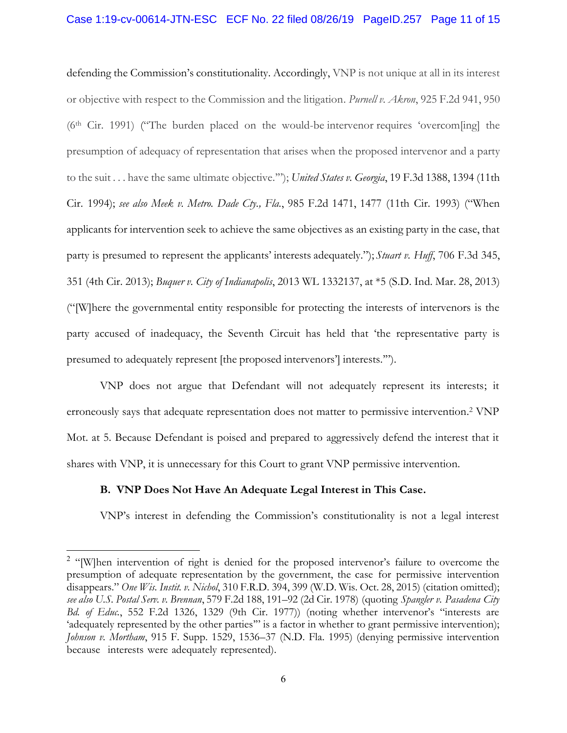defending the Commission's constitutionality. Accordingly, VNP is not unique at all in its interest or objective with respect to the Commission and the litigation. *Purnell v. Akron*, 925 F.2d 941, 950 (6th Cir. 1991) ("The burden placed on the would-be intervenor requires 'overcom[ing] the presumption of adequacy of representation that arises when the proposed intervenor and a party to the suit . . . have the same ultimate objective.'"); *United States v. Georgia*, 19 F.3d 1388, 1394 (11th Cir. 1994); *see also Meek v. Metro. Dade Cty., Fla.*, 985 F.2d 1471, 1477 (11th Cir. 1993) ("When applicants for intervention seek to achieve the same objectives as an existing party in the case, that party is presumed to represent the applicants' interests adequately."); *Stuart v. Huff*, 706 F.3d 345, 351 (4th Cir. 2013); *Buquer v. City of Indianapolis*, 2013 WL 1332137, at *5 (S.D. Ind. Mar. 28, 2013) ("[W]here the governmental entity responsible for protecting the interests of intervenors is the party accused of inadequacy, the Seventh Circuit has held that 'the representative party is presumed to adequately represent [the proposed intervenors'] interests.'").

VNP does not argue that Defendant will not adequately represent its interests; it erroneously says that adequate representation does not matter to permissive intervention.[2] VNP Mot. at 5. Because Defendant is poised and prepared to aggressively defend the interest that it shares with VNP, it is unnecessary for this Court to grant VNP permissive intervention.

**B. VNP Does Not Have An Adequate Legal Interest in This Case.**

VNP's interest in defending the Commission's constitutionality is not a legal interest

---

[2] "[W]hen intervention of right is denied for the proposed intervenor's failure to overcome the presumption of adequate representation by the government, the case for permissive intervention disappears." *One Wis. Instit. v. Nichol*, 310 F.R.D. 394, 399 (W.D. Wis. Oct. 28, 2015) (citation omitted); *see also U.S. Postal Serv. v. Brennan*, 579 F.2d 188, 191–92 (2d Cir. 1978) (quoting *Spangler v. Pasadena City Bd. of Educ.*, 552 F.2d 1326, 1329 (9th Cir. 1977)) (noting whether intervenor's "interests are 'adequately represented by the other parties'" is a factor in whether to grant permissive intervention); *Johnson v. Mortham*, 915 F. Supp. 1529, 1536–37 (N.D. Fla. 1995) (denying permissive intervention because interests were adequately represented).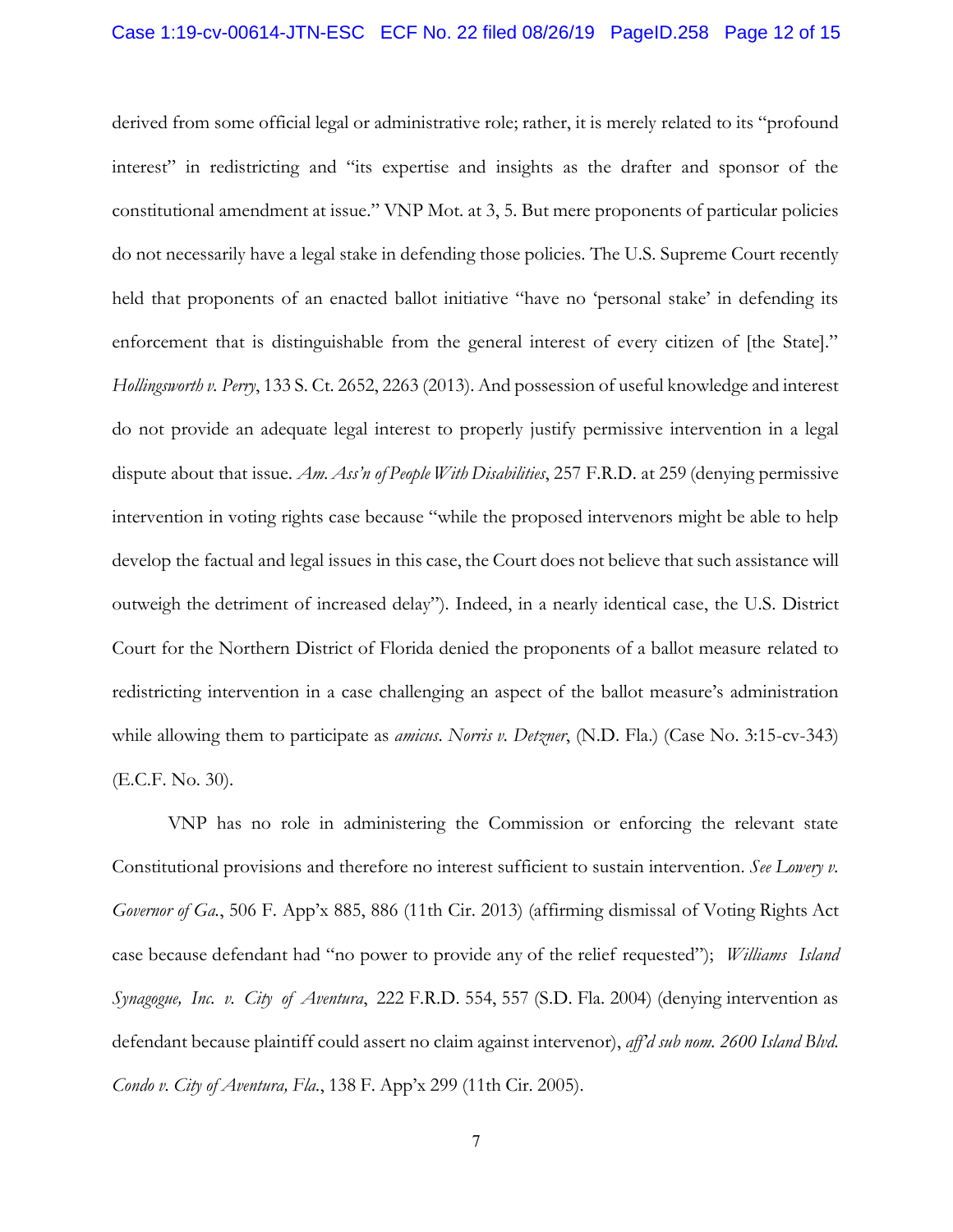derived from some official legal or administrative role; rather, it is merely related to its "profound interest" in redistricting and "its expertise and insights as the drafter and sponsor of the constitutional amendment at issue." VNP Mot. at 3, 5. But mere proponents of particular policies do not necessarily have a legal stake in defending those policies. The U.S. Supreme Court recently held that proponents of an enacted ballot initiative "have no 'personal stake' in defending its enforcement that is distinguishable from the general interest of every citizen of [the State]." *Hollingsworth v. Perry*, 133 S. Ct. 2652, 2263 (2013). And possession of useful knowledge and interest do not provide an adequate legal interest to properly justify permissive intervention in a legal dispute about that issue. *Am. Ass'n of People With Disabilities*, 257 F.R.D. at 259 (denying permissive intervention in voting rights case because "while the proposed intervenors might be able to help develop the factual and legal issues in this case, the Court does not believe that such assistance will outweigh the detriment of increased delay"). Indeed, in a nearly identical case, the U.S. District Court for the Northern District of Florida denied the proponents of a ballot measure related to redistricting intervention in a case challenging an aspect of the ballot measure's administration while allowing them to participate as *amicus*. *Norris v. Detzner*, (N.D. Fla.) (Case No. 3:15-cv-343) (E.C.F. No. 30).

VNP has no role in administering the Commission or enforcing the relevant state Constitutional provisions and therefore no interest sufficient to sustain intervention. *See Lowery v. Governor of Ga.*, 506 F. App'x 885, 886 (11th Cir. 2013) (affirming dismissal of Voting Rights Act case because defendant had "no power to provide any of the relief requested"); *Williams Island Synagogue, Inc. v. City of Aventura*, 222 F.R.D. 554, 557 (S.D. Fla. 2004) (denying intervention as defendant because plaintiff could assert no claim against intervenor), *aff'd sub nom. 2600 Island Blvd. Condo v. City of Aventura, Fla.*, 138 F. App'x 299 (11th Cir. 2005).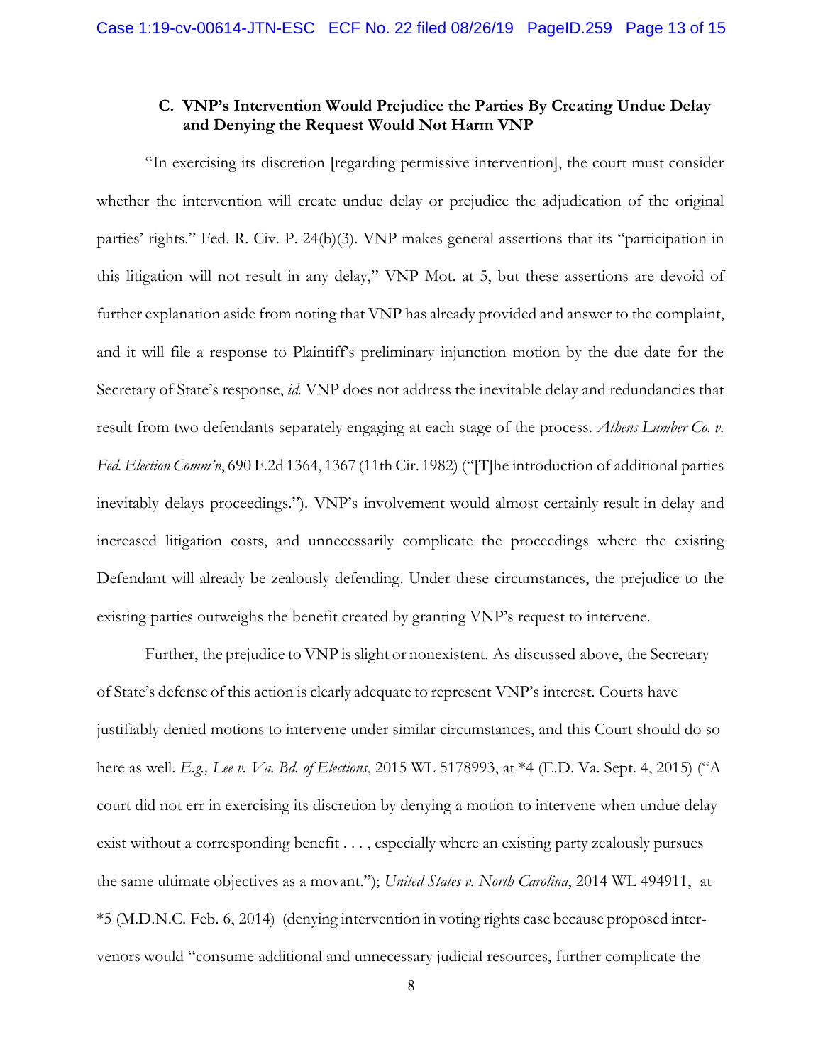### C. VNP's Intervention Would Prejudice the Parties By Creating Undue Delay and Denying the Request Would Not Harm VNP

"In exercising its discretion [regarding permissive intervention], the court must consider whether the intervention will create undue delay or prejudice the adjudication of the original parties' rights." Fed. R. Civ. P. 24(b)(3). VNP makes general assertions that its "participation in this litigation will not result in any delay," VNP Mot. at 5, but these assertions are devoid of further explanation aside from noting that VNP has already provided and answer to the complaint, and it will file a response to Plaintiff's preliminary injunction motion by the due date for the Secretary of State's response, *id.* VNP does not address the inevitable delay and redundancies that result from two defendants separately engaging at each stage of the process. *Athens Lumber Co. v. Fed. Election Comm'n*, 690 F.2d 1364, 1367 (11th Cir. 1982) ("[T]he introduction of additional parties inevitably delays proceedings."). VNP's involvement would almost certainly result in delay and increased litigation costs, and unnecessarily complicate the proceedings where the existing Defendant will already be zealously defending. Under these circumstances, the prejudice to the existing parties outweighs the benefit created by granting VNP's request to intervene.

Further, the prejudice to VNP is slight or nonexistent. As discussed above, the Secretary of State's defense of this action is clearly adequate to represent VNP's interest. Courts have justifiably denied motions to intervene under similar circumstances, and this Court should do so here as well. *E.g., Lee v. Va. Bd. of Elections*, 2015 WL 5178993, at *4 (E.D. Va. Sept. 4, 2015) ("A court did not err in exercising its discretion by denying a motion to intervene when undue delay exist without a corresponding benefit . . . , especially where an existing party zealously pursues the same ultimate objectives as a movant."); *United States v. North Carolina*, 2014 WL 494911, at *5 (M.D.N.C. Feb. 6, 2014) (denying intervention in voting rights case because proposed intervenors would "consume additional and unnecessary judicial resources, further complicate the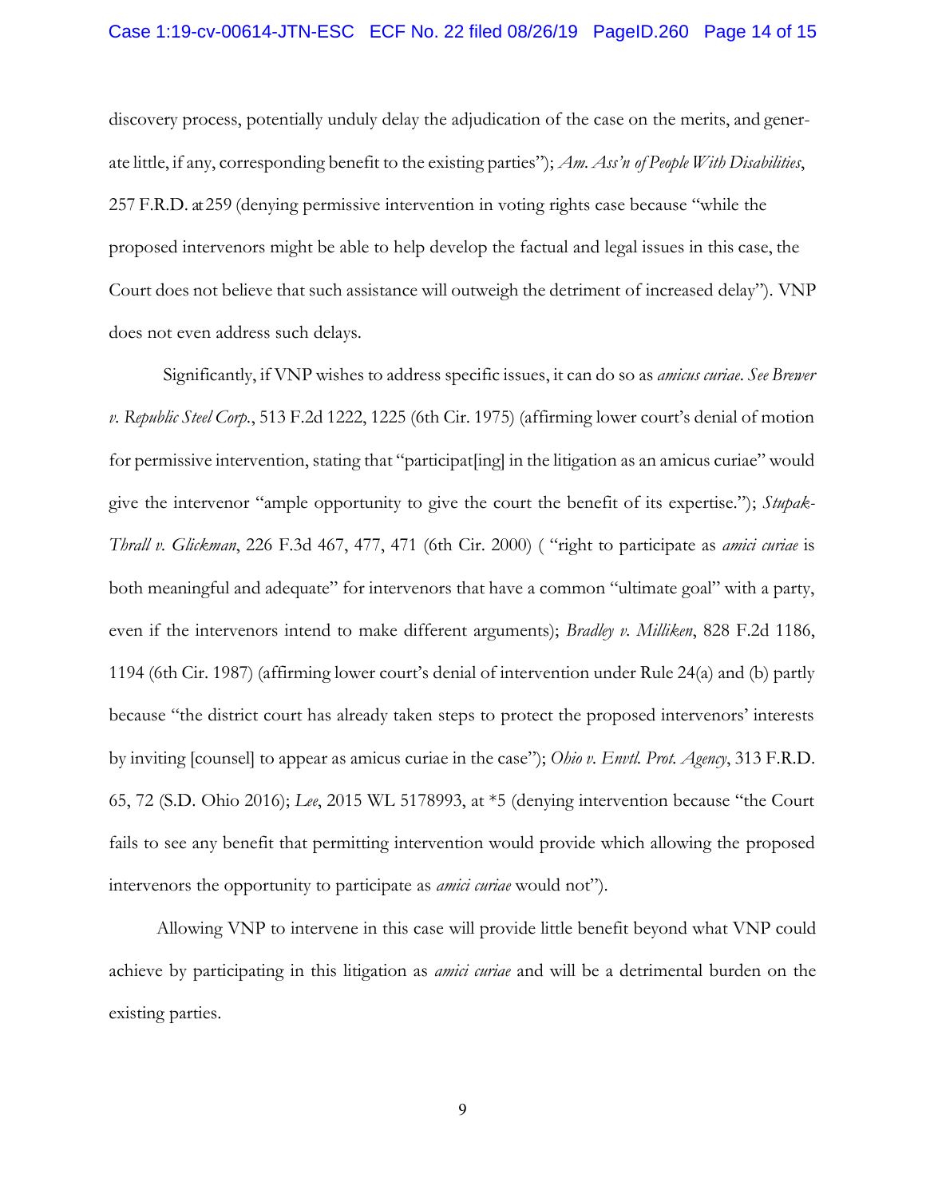discovery process, potentially unduly delay the adjudication of the case on the merits, and generate little, if any, corresponding benefit to the existing parties"); *Am. Ass'n of People With Disabilities*, 257 F.R.D. at 259 (denying permissive intervention in voting rights case because "while the proposed intervenors might be able to help develop the factual and legal issues in this case, the Court does not believe that such assistance will outweigh the detriment of increased delay"). VNP does not even address such delays.

Significantly, if VNP wishes to address specific issues, it can do so as *amicus curiae*. *See Brewer v. Republic Steel Corp.*, 513 F.2d 1222, 1225 (6th Cir. 1975) (affirming lower court's denial of motion for permissive intervention, stating that "participat[ing] in the litigation as an amicus curiae" would give the intervenor "ample opportunity to give the court the benefit of its expertise."); *Stupak-Thrall v. Glickman*, 226 F.3d 467, 477, 471 (6th Cir. 2000) ( "right to participate as *amici curiae* is both meaningful and adequate" for intervenors that have a common "ultimate goal" with a party, even if the intervenors intend to make different arguments); *Bradley v. Milliken*, 828 F.2d 1186, 1194 (6th Cir. 1987) (affirming lower court's denial of intervention under Rule 24(a) and (b) partly because "the district court has already taken steps to protect the proposed intervenors' interests by inviting [counsel] to appear as amicus curiae in the case"); *Ohio v. Envtl. Prot. Agency*, 313 F.R.D. 65, 72 (S.D. Ohio 2016); *Lee*, 2015 WL 5178993, at *5 (denying intervention because "the Court fails to see any benefit that permitting intervention would provide which allowing the proposed intervenors the opportunity to participate as *amici curiae* would not").

Allowing VNP to intervene in this case will provide little benefit beyond what VNP could achieve by participating in this litigation as *amici curiae* and will be a detrimental burden on the existing parties.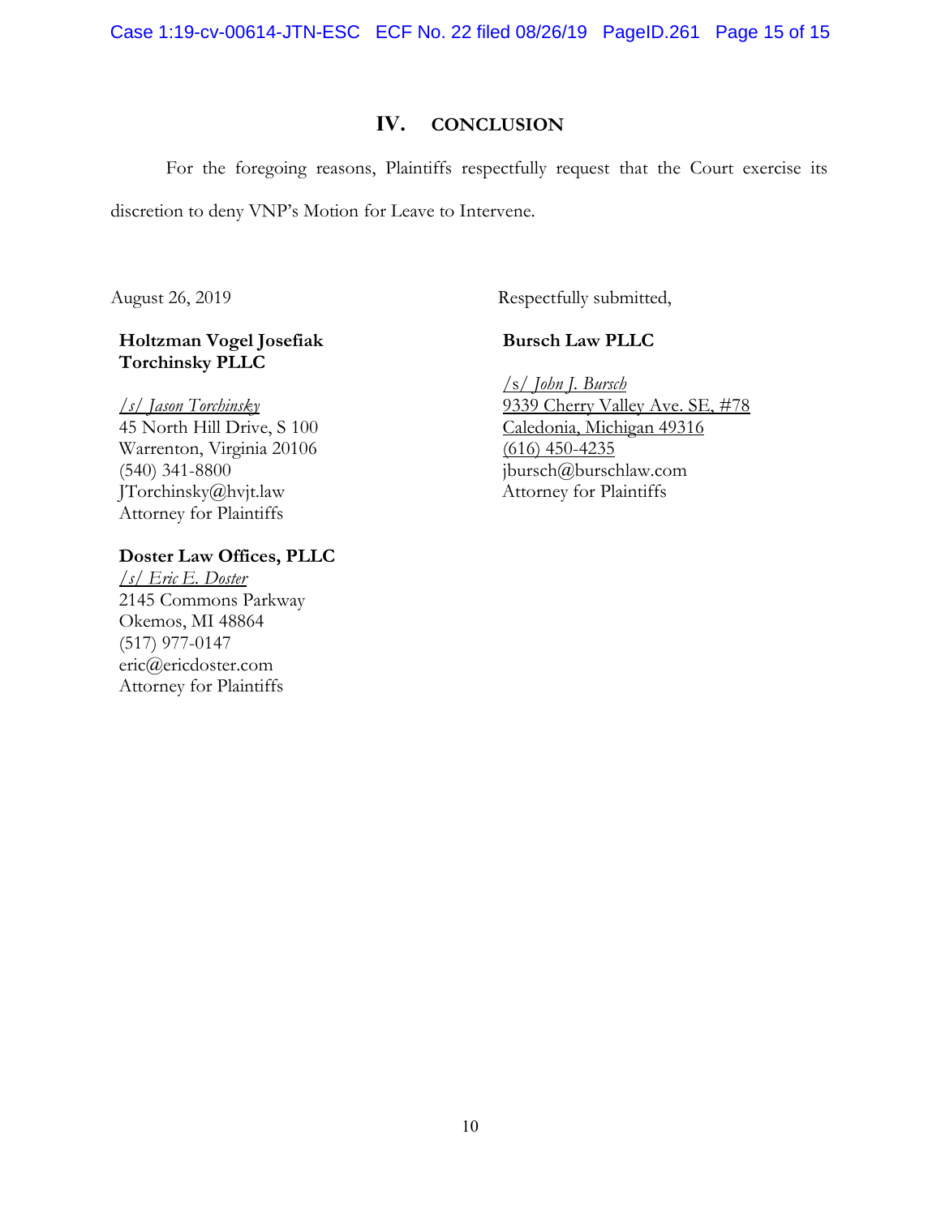## IV. CONCLUSION

For the foregoing reasons, Plaintiffs respectfully request that the Court exercise its discretion to deny VNP's Motion for Leave to Intervene.

August 26, 2019

Respectfully submitted,

**Holtzman Vogel Josefiak Torchinsky PLLC**

*/s/ Jason Torchinsky*
45 North Hill Drive, S 100
Warrenton, Virginia 20106
(540) 341-8800
JTorchinsky@hvjt.law
Attorney for Plaintiffs

**Doster Law Offices, PLLC**
*/s/ Eric E. Doster*
2145 Commons Parkway
Okemos, MI 48864
(517) 977-0147
eric@ericdoster.com
Attorney for Plaintiffs

**Bursch Law PLLC**

*/s/ John J. Bursch*
9339 Cherry Valley Ave. SE, #78
Caledonia, Michigan 49316
(616) 450-4235
jbursch@burschlaw.com
Attorney for Plaintiffs